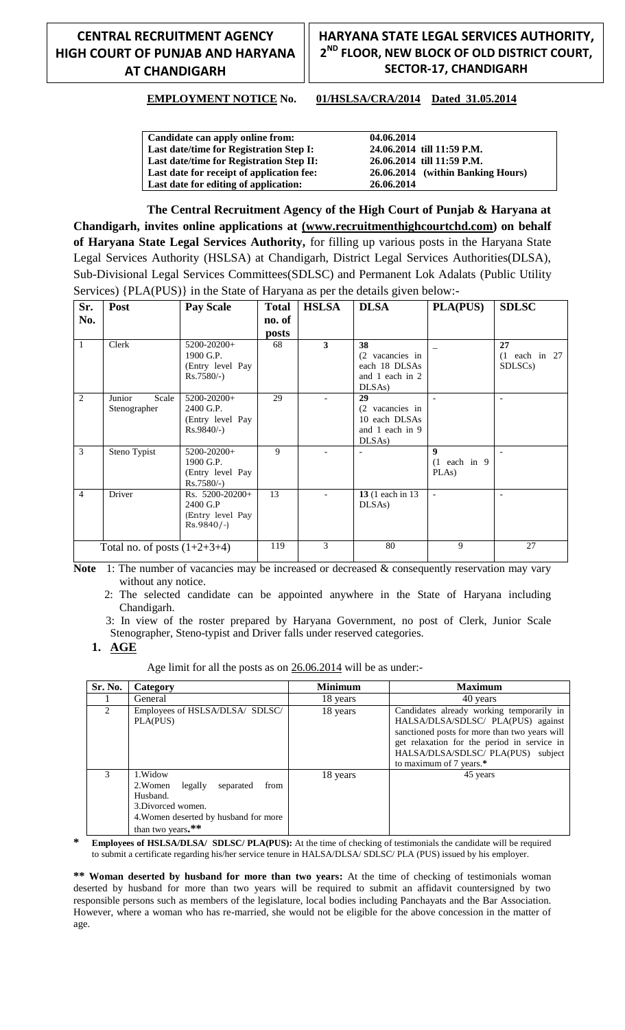| CENTRAL RECRUITMENT AGENCY HIGH COURT OF PUNJAB AND HARYANA AT CHANDIGARH | HARYANA STATE LEGAL SERVICES AUTHORITY, 2ND FLOOR, NEW BLOCK OF OLD DISTRICT COURT, SECTOR-17, CHANDIGARH |
|---|---|

**EMPLOYMENT NOTICE No. 01/HSLSA/CRA/2014 Dated 31.05.2014**

| | |
|---|---|
| **Candidate can apply online from:** | **04.06.2014** |
| **Last date/time for Registration Step I:** | **24.06.2014 till 11:59 P.M.** |
| **Last date/time for Registration Step II:** | **26.06.2014 till 11:59 P.M.** |
| **Last date for receipt of application fee:** | **26.06.2014 (within Banking Hours)** |
| **Last date for editing of application:** | **26.06.2014** |

**The Central Recruitment Agency of the High Court of Punjab & Haryana at Chandigarh, invites online applications at (www.recruitmenthighcourtchd.com) on behalf of Haryana State Legal Services Authority,** for filling up various posts in the Haryana State Legal Services Authority (HSLSA) at Chandigarh, District Legal Services Authorities(DLSA), Sub-Divisional Legal Services Committees(SDLSC) and Permanent Lok Adalats (Public Utility Services) {PLA(PUS)} in the State of Haryana as per the details given below:-

| Sr. No. | Post | Pay Scale | Total no. of posts | HSLSA | DLSA | PLA(PUS) | SDLSC |
|---|---|---|---|---|---|---|---|
| 1 | Clerk | 5200-20200+ 1900 G.P. (Entry level Pay Rs.7580/-) | 68 | **3** | **38** (2 vacancies in each 18 DLSAs and 1 each in 2 DLSAs) | _ | **27** (1 each in 27 SDLSCs) |
| 2 | Junior Scale Stenographer | 5200-20200+ 2400 G.P. (Entry level Pay Rs.9840/-) | 29 | - | **29** (2 vacancies in 10 each DLSAs and 1 each in 9 DLSAs) | - | - |
| 3 | Steno Typist | 5200-20200+ 1900 G.P. (Entry level Pay Rs.7580/-) | 9 | - | - | **9** (1 each in 9 PLAs) | - |
| 4 | Driver | Rs. 5200-20200+ 2400 G.P (Entry level Pay Rs.9840/-) | 13 | - | **13** (1 each in 13 DLSAs) | - | - |
| | Total no. of posts (1+2+3+4) | | 119 | 3 | 80 | 9 | 27 |

**Note** 1: The number of vacancies may be increased or decreased & consequently reservation may vary without any notice.

2: The selected candidate can be appointed anywhere in the State of Haryana including Chandigarh.

3: In view of the roster prepared by Haryana Government, no post of Clerk, Junior Scale Stenographer, Steno-typist and Driver falls under reserved categories.

## 1. AGE

Age limit for all the posts as on 26.06.2014 will be as under:-

| Sr. No. | Category | Minimum | Maximum |
|---|---|---|---|
| 1 | General | 18 years | 40 years |
| 2 | Employees of HSLSA/DLSA/ SDLSC/ PLA(PUS) | 18 years | Candidates already working temporarily in HALSA/DLSA/SDLSC/ PLA(PUS) against sanctioned posts for more than two years will get relaxation for the period in service in HALSA/DLSA/SDLSC/ PLA(PUS) subject to maximum of 7 years.* |
| 3 | 1.Widow 2.Women legally separated from Husband. 3.Divorced women. 4.Women deserted by husband for more than two years.** | 18 years | 45 years |

\* **Employees of HSLSA/DLSA/ SDLSC/ PLA(PUS):** At the time of checking of testimonials the candidate will be required to submit a certificate regarding his/her service tenure in HALSA/DLSA/ SDLSC/ PLA (PUS) issued by his employer.

\*\* **Woman deserted by husband for more than two years:** At the time of checking of testimonials woman deserted by husband for more than two years will be required to submit an affidavit countersigned by two responsible persons such as members of the legislature, local bodies including Panchayats and the Bar Association. However, where a woman who has re-married, she would not be eligible for the above concession in the matter of age.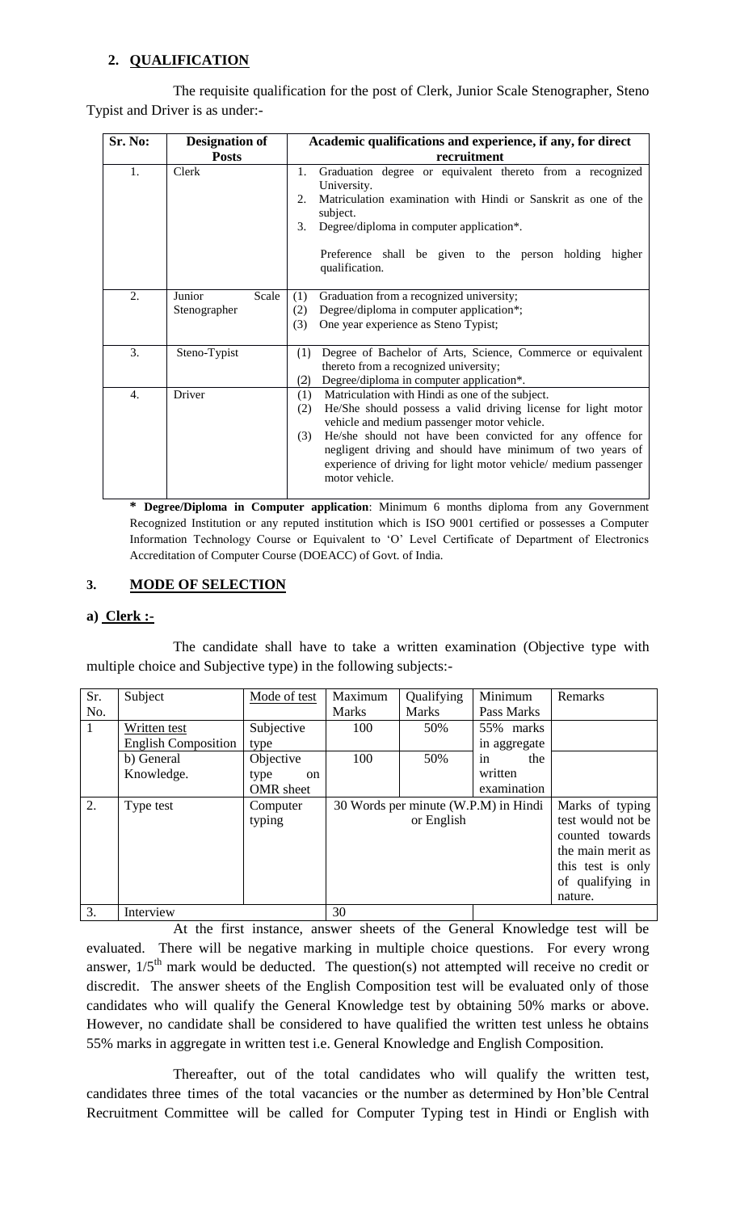## 2. QUALIFICATION

The requisite qualification for the post of Clerk, Junior Scale Stenographer, Steno Typist and Driver is as under:-

| Sr. No: | Designation of Posts | Academic qualifications and experience, if any, for direct recruitment |
|---|---|---|
| 1. | Clerk | 1. Graduation degree or equivalent thereto from a recognized University.<br>2. Matriculation examination with Hindi or Sanskrit as one of the subject.<br>3. Degree/diploma in computer application*.<br><br>Preference shall be given to the person holding higher qualification. |
| 2. | Junior Scale Stenographer | (1) Graduation from a recognized university;<br>(2) Degree/diploma in computer application*;<br>(3) One year experience as Steno Typist; |
| 3. | Steno-Typist | (1) Degree of Bachelor of Arts, Science, Commerce or equivalent thereto from a recognized university;<br>(2) Degree/diploma in computer application*. |
| 4. | Driver | (1) Matriculation with Hindi as one of the subject.<br>(2) He/She should possess a valid driving license for light motor vehicle and medium passenger motor vehicle.<br>(3) He/she should not have been convicted for any offence for negligent driving and should have minimum of two years of experience of driving for light motor vehicle/ medium passenger motor vehicle. |

**\* Degree/Diploma in Computer application**: Minimum 6 months diploma from any Government Recognized Institution or any reputed institution which is ISO 9001 certified or possesses a Computer Information Technology Course or Equivalent to 'O' Level Certificate of Department of Electronics Accreditation of Computer Course (DOEACC) of Govt. of India.

## 3. MODE OF SELECTION

### a) Clerk :-

The candidate shall have to take a written examination (Objective type with multiple choice and Subjective type) in the following subjects:-

| Sr. No. | Subject | Mode of test | Maximum Marks | Qualifying Marks | Minimum Pass Marks | Remarks |
|---|---|---|---|---|---|---|
| 1 | Written test English Composition | Subjective type | 100 | 50% | 55% marks in aggregate in the written examination | |
| | b) General Knowledge. | Objective type on OMR sheet | 100 | 50% | | |
| 2. | Type test | Computer typing | 30 Words per minute (W.P.M) in Hindi or English | | | Marks of typing test would not be counted towards the main merit as this test is only of qualifying in nature. |
| 3. | Interview | | 30 | | | |

At the first instance, answer sheets of the General Knowledge test will be evaluated. There will be negative marking in multiple choice questions. For every wrong answer, 1/5th mark would be deducted. The question(s) not attempted will receive no credit or discredit. The answer sheets of the English Composition test will be evaluated only of those candidates who will qualify the General Knowledge test by obtaining 50% marks or above. However, no candidate shall be considered to have qualified the written test unless he obtains 55% marks in aggregate in written test i.e. General Knowledge and English Composition.

Thereafter, out of the total candidates who will qualify the written test, candidates three times of the total vacancies or the number as determined by Hon'ble Central Recruitment Committee will be called for Computer Typing test in Hindi or English with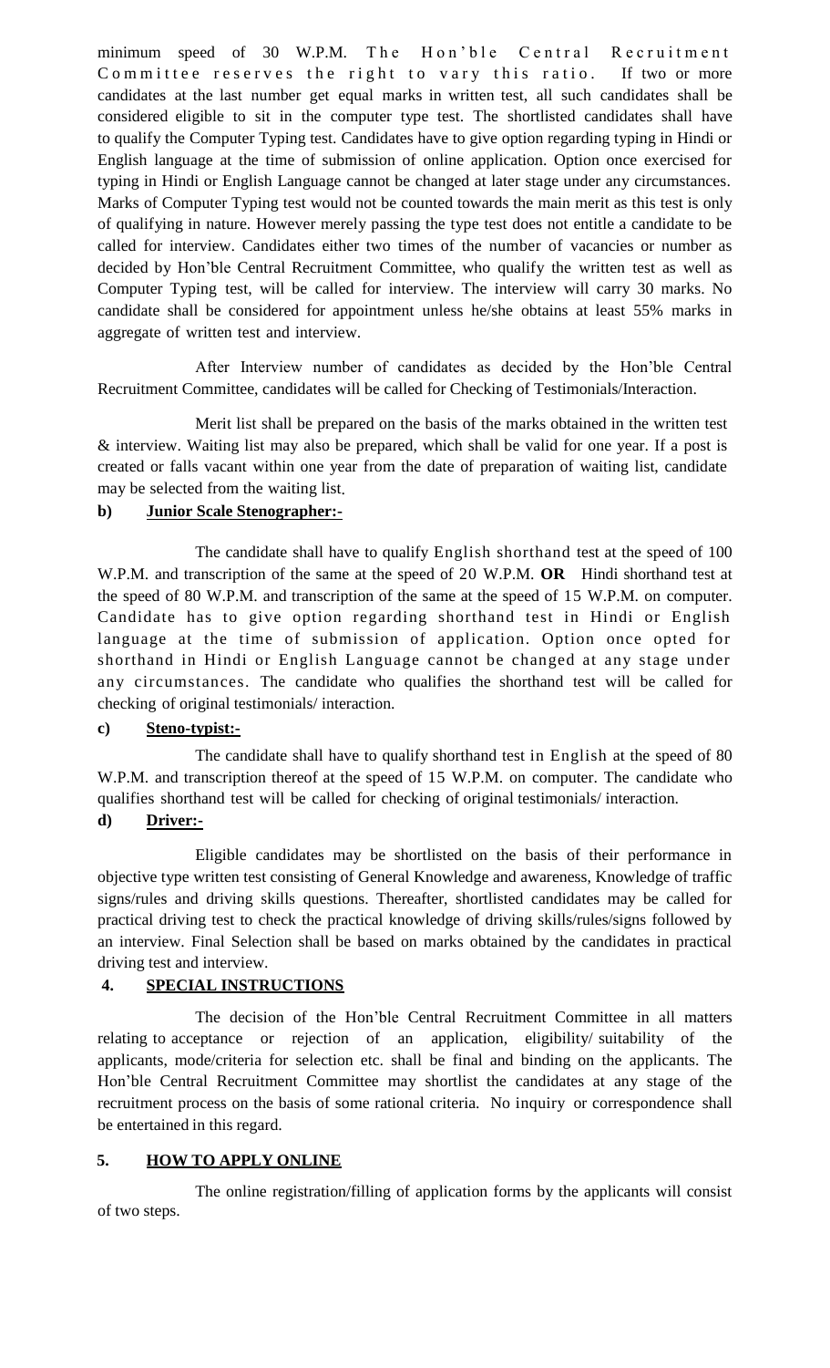minimum speed of 30 W.P.M. The Hon'ble Central Recruitment Committee reserves the right to vary this ratio. If two or more candidates at the last number get equal marks in written test, all such candidates shall be considered eligible to sit in the computer type test. The shortlisted candidates shall have to qualify the Computer Typing test. Candidates have to give option regarding typing in Hindi or English language at the time of submission of online application. Option once exercised for typing in Hindi or English Language cannot be changed at later stage under any circumstances. Marks of Computer Typing test would not be counted towards the main merit as this test is only of qualifying in nature. However merely passing the type test does not entitle a candidate to be called for interview. Candidates either two times of the number of vacancies or number as decided by Hon'ble Central Recruitment Committee, who qualify the written test as well as Computer Typing test, will be called for interview. The interview will carry 30 marks. No candidate shall be considered for appointment unless he/she obtains at least 55% marks in aggregate of written test and interview.

After Interview number of candidates as decided by the Hon'ble Central Recruitment Committee, candidates will be called for Checking of Testimonials/Interaction.

Merit list shall be prepared on the basis of the marks obtained in the written test & interview. Waiting list may also be prepared, which shall be valid for one year. If a post is created or falls vacant within one year from the date of preparation of waiting list, candidate may be selected from the waiting list.

**b) Junior Scale Stenographer:-**

The candidate shall have to qualify English shorthand test at the speed of 100 W.P.M. and transcription of the same at the speed of 20 W.P.M. **OR** Hindi shorthand test at the speed of 80 W.P.M. and transcription of the same at the speed of 15 W.P.M. on computer. Candidate has to give option regarding shorthand test in Hindi or English language at the time of submission of application. Option once opted for shorthand in Hindi or English Language cannot be changed at any stage under any circumstances. The candidate who qualifies the shorthand test will be called for checking of original testimonials/ interaction.

**c) Steno-typist:-**

The candidate shall have to qualify shorthand test in English at the speed of 80 W.P.M. and transcription thereof at the speed of 15 W.P.M. on computer. The candidate who qualifies shorthand test will be called for checking of original testimonials/ interaction.

**d) Driver:-**

Eligible candidates may be shortlisted on the basis of their performance in objective type written test consisting of General Knowledge and awareness, Knowledge of traffic signs/rules and driving skills questions. Thereafter, shortlisted candidates may be called for practical driving test to check the practical knowledge of driving skills/rules/signs followed by an interview. Final Selection shall be based on marks obtained by the candidates in practical driving test and interview.

## 4. SPECIAL INSTRUCTIONS

The decision of the Hon'ble Central Recruitment Committee in all matters relating to acceptance or rejection of an application, eligibility/ suitability of the applicants, mode/criteria for selection etc. shall be final and binding on the applicants. The Hon'ble Central Recruitment Committee may shortlist the candidates at any stage of the recruitment process on the basis of some rational criteria. No inquiry or correspondence shall be entertained in this regard.

## 5. HOW TO APPLY ONLINE

The online registration/filling of application forms by the applicants will consist of two steps.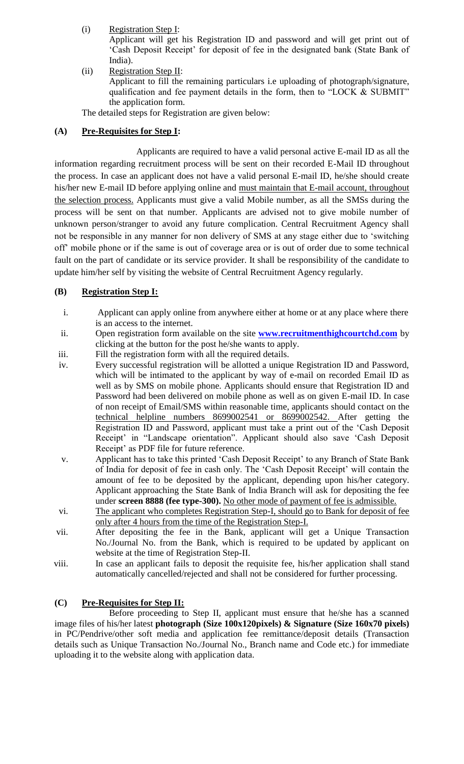(i) Registration Step I:
Applicant will get his Registration ID and password and will get print out of 'Cash Deposit Receipt' for deposit of fee in the designated bank (State Bank of India).

(ii) Registration Step II:
Applicant to fill the remaining particulars i.e uploading of photograph/signature, qualification and fee payment details in the form, then to "LOCK & SUBMIT" the application form.

The detailed steps for Registration are given below:

**(A) Pre-Requisites for Step I:**

Applicants are required to have a valid personal active E-mail ID as all the information regarding recruitment process will be sent on their recorded E-Mail ID throughout the process. In case an applicant does not have a valid personal E-mail ID, he/she should create his/her new E-mail ID before applying online and must maintain that E-mail account, throughout the selection process. Applicants must give a valid Mobile number, as all the SMSs during the process will be sent on that number. Applicants are advised not to give mobile number of unknown person/stranger to avoid any future complication. Central Recruitment Agency shall not be responsible in any manner for non delivery of SMS at any stage either due to 'switching off' mobile phone or if the same is out of coverage area or is out of order due to some technical fault on the part of candidate or its service provider. It shall be responsibility of the candidate to update him/her self by visiting the website of Central Recruitment Agency regularly.

**(B) Registration Step I:**

i. Applicant can apply online from anywhere either at home or at any place where there is an access to the internet.

ii. Open registration form available on the site **www.recruitmenthighcourtchd.com** by clicking at the button for the post he/she wants to apply.

iii. Fill the registration form with all the required details.

iv. Every successful registration will be allotted a unique Registration ID and Password, which will be intimated to the applicant by way of e-mail on recorded Email ID as well as by SMS on mobile phone. Applicants should ensure that Registration ID and Password had been delivered on mobile phone as well as on given E-mail ID. In case of non receipt of Email/SMS within reasonable time, applicants should contact on the technical helpline numbers 8699002541 or 8699002542. After getting the Registration ID and Password, applicant must take a print out of the 'Cash Deposit Receipt' in "Landscape orientation". Applicant should also save 'Cash Deposit Receipt' as PDF file for future reference.

v. Applicant has to take this printed 'Cash Deposit Receipt' to any Branch of State Bank of India for deposit of fee in cash only. The 'Cash Deposit Receipt' will contain the amount of fee to be deposited by the applicant, depending upon his/her category. Applicant approaching the State Bank of India Branch will ask for depositing the fee under **screen 8888 (fee type-300).** No other mode of payment of fee is admissible.

vi. The applicant who completes Registration Step-I, should go to Bank for deposit of fee only after 4 hours from the time of the Registration Step-I.

vii. After depositing the fee in the Bank, applicant will get a Unique Transaction No./Journal No. from the Bank, which is required to be updated by applicant on website at the time of Registration Step-II.

viii. In case an applicant fails to deposit the requisite fee, his/her application shall stand automatically cancelled/rejected and shall not be considered for further processing.

**(C) Pre-Requisites for Step II:**

Before proceeding to Step II, applicant must ensure that he/she has a scanned image files of his/her latest **photograph (Size 100x120pixels) & Signature (Size 160x70 pixels)** in PC/Pendrive/other soft media and application fee remittance/deposit details (Transaction details such as Unique Transaction No./Journal No., Branch name and Code etc.) for immediate uploading it to the website along with application data.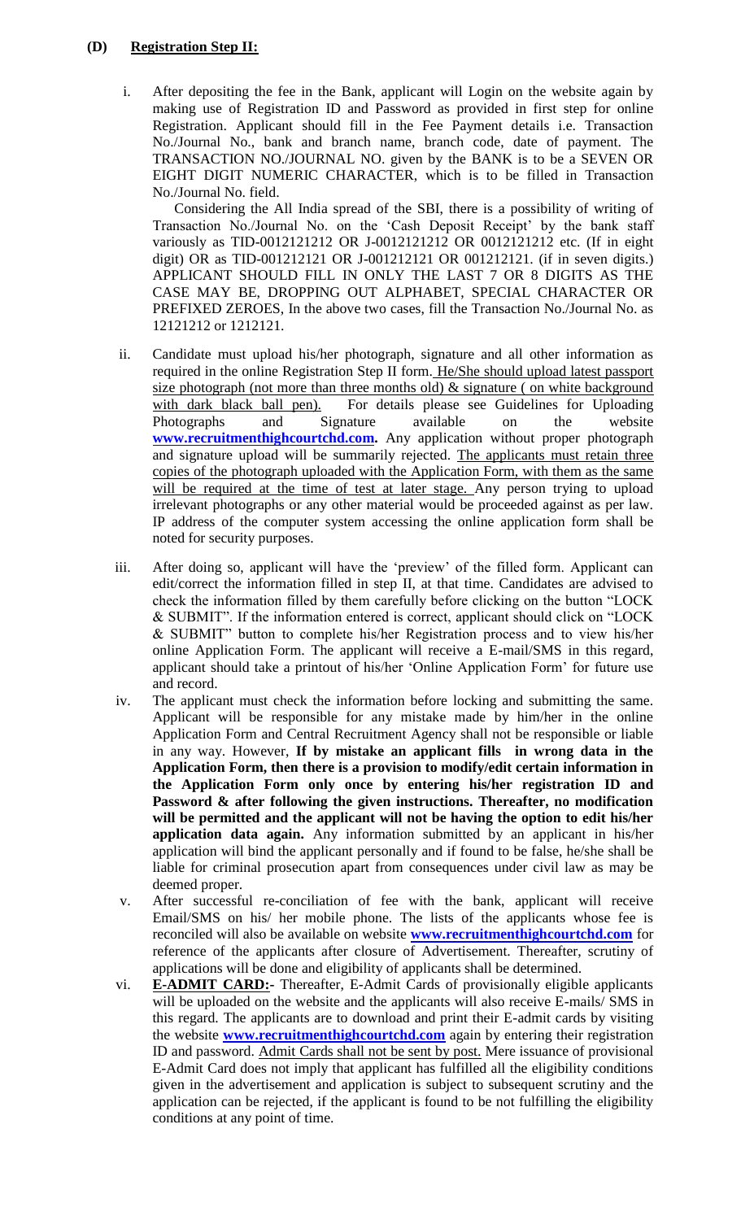### (D) Registration Step II:

i. After depositing the fee in the Bank, applicant will Login on the website again by making use of Registration ID and Password as provided in first step for online Registration. Applicant should fill in the Fee Payment details i.e. Transaction No./Journal No., bank and branch name, branch code, date of payment. The TRANSACTION NO./JOURNAL NO. given by the BANK is to be a SEVEN OR EIGHT DIGIT NUMERIC CHARACTER, which is to be filled in Transaction No./Journal No. field.

   Considering the All India spread of the SBI, there is a possibility of writing of Transaction No./Journal No. on the 'Cash Deposit Receipt' by the bank staff variously as TID-0012121212 OR J-0012121212 OR 0012121212 etc. (If in eight digit) OR as TID-001212121 OR J-001212121 OR 001212121. (if in seven digits.) APPLICANT SHOULD FILL IN ONLY THE LAST 7 OR 8 DIGITS AS THE CASE MAY BE, DROPPING OUT ALPHABET, SPECIAL CHARACTER OR PREFIXED ZEROES, In the above two cases, fill the Transaction No./Journal No. as 12121212 or 1212121.

ii. Candidate must upload his/her photograph, signature and all other information as required in the online Registration Step II form. He/She should upload latest passport size photograph (not more than three months old) & signature ( on white background with dark black ball pen). For details please see Guidelines for Uploading Photographs and Signature available on the website **www.recruitmenthighcourtchd.com.** Any application without proper photograph and signature upload will be summarily rejected. The applicants must retain three copies of the photograph uploaded with the Application Form, with them as the same will be required at the time of test at later stage. Any person trying to upload irrelevant photographs or any other material would be proceeded against as per law. IP address of the computer system accessing the online application form shall be noted for security purposes.

iii. After doing so, applicant will have the 'preview' of the filled form. Applicant can edit/correct the information filled in step II, at that time. Candidates are advised to check the information filled by them carefully before clicking on the button "LOCK & SUBMIT". If the information entered is correct, applicant should click on "LOCK & SUBMIT" button to complete his/her Registration process and to view his/her online Application Form. The applicant will receive a E-mail/SMS in this regard, applicant should take a printout of his/her 'Online Application Form' for future use and record.

iv. The applicant must check the information before locking and submitting the same. Applicant will be responsible for any mistake made by him/her in the online Application Form and Central Recruitment Agency shall not be responsible or liable in any way. However, **If by mistake an applicant fills in wrong data in the Application Form, then there is a provision to modify/edit certain information in the Application Form only once by entering his/her registration ID and Password & after following the given instructions. Thereafter, no modification will be permitted and the applicant will not be having the option to edit his/her application data again.** Any information submitted by an applicant in his/her application will bind the applicant personally and if found to be false, he/she shall be liable for criminal prosecution apart from consequences under civil law as may be deemed proper.

v. After successful re-conciliation of fee with the bank, applicant will receive Email/SMS on his/ her mobile phone. The lists of the applicants whose fee is reconciled will also be available on website **www.recruitmenthighcourtchd.com** for reference of the applicants after closure of Advertisement. Thereafter, scrutiny of applications will be done and eligibility of applicants shall be determined.

vi. **E-ADMIT CARD:-** Thereafter, E-Admit Cards of provisionally eligible applicants will be uploaded on the website and the applicants will also receive E-mails/ SMS in this regard. The applicants are to download and print their E-admit cards by visiting the website **www.recruitmenthighcourtchd.com** again by entering their registration ID and password. Admit Cards shall not be sent by post. Mere issuance of provisional E-Admit Card does not imply that applicant has fulfilled all the eligibility conditions given in the advertisement and application is subject to subsequent scrutiny and the application can be rejected, if the applicant is found to be not fulfilling the eligibility conditions at any point of time.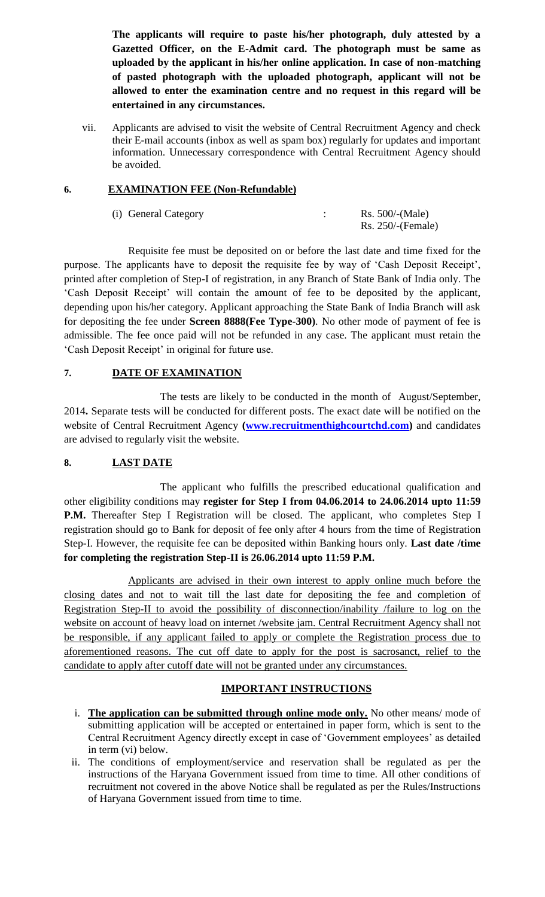**The applicants will require to paste his/her photograph, duly attested by a Gazetted Officer, on the E-Admit card. The photograph must be same as uploaded by the applicant in his/her online application. In case of non-matching of pasted photograph with the uploaded photograph, applicant will not be allowed to enter the examination centre and no request in this regard will be entertained in any circumstances.**

vii. Applicants are advised to visit the website of Central Recruitment Agency and check their E-mail accounts (inbox as well as spam box) regularly for updates and important information. Unnecessary correspondence with Central Recruitment Agency should be avoided.

## 6. EXAMINATION FEE (Non-Refundable)

| (i) General Category | : | Rs. 500/-(Male) |
|---|---|---|
| | | Rs. 250/-(Female) |

Requisite fee must be deposited on or before the last date and time fixed for the purpose. The applicants have to deposit the requisite fee by way of 'Cash Deposit Receipt', printed after completion of Step-I of registration, in any Branch of State Bank of India only. The 'Cash Deposit Receipt' will contain the amount of fee to be deposited by the applicant, depending upon his/her category. Applicant approaching the State Bank of India Branch will ask for depositing the fee under **Screen 8888(Fee Type-300)**. No other mode of payment of fee is admissible. The fee once paid will not be refunded in any case. The applicant must retain the 'Cash Deposit Receipt' in original for future use.

## 7. DATE OF EXAMINATION

The tests are likely to be conducted in the month of August/September, 2014**.** Separate tests will be conducted for different posts. The exact date will be notified on the website of Central Recruitment Agency **(www.recruitmenthighcourtchd.com)** and candidates are advised to regularly visit the website.

## 8. LAST DATE

The applicant who fulfills the prescribed educational qualification and other eligibility conditions may **register for Step I from 04.06.2014 to 24.06.2014 upto 11:59 P.M.** Thereafter Step I Registration will be closed. The applicant, who completes Step I registration should go to Bank for deposit of fee only after 4 hours from the time of Registration Step-I. However, the requisite fee can be deposited within Banking hours only. **Last date /time for completing the registration Step-II is 26.06.2014 upto 11:59 P.M.**

<u>Applicants are advised in their own interest to apply online much before the closing dates and not to wait till the last date for depositing the fee and completion of Registration Step-II to avoid the possibility of disconnection/inability /failure to log on the website on account of heavy load on internet /website jam. Central Recruitment Agency shall not be responsible, if any applicant failed to apply or complete the Registration process due to aforementioned reasons. The cut off date to apply for the post is sacrosanct, relief to the candidate to apply after cutoff date will not be granted under any circumstances.</u>

## IMPORTANT INSTRUCTIONS

i. **The application can be submitted through online mode only.** No other means/ mode of submitting application will be accepted or entertained in paper form, which is sent to the Central Recruitment Agency directly except in case of 'Government employees' as detailed in term (vi) below.

ii. The conditions of employment/service and reservation shall be regulated as per the instructions of the Haryana Government issued from time to time. All other conditions of recruitment not covered in the above Notice shall be regulated as per the Rules/Instructions of Haryana Government issued from time to time.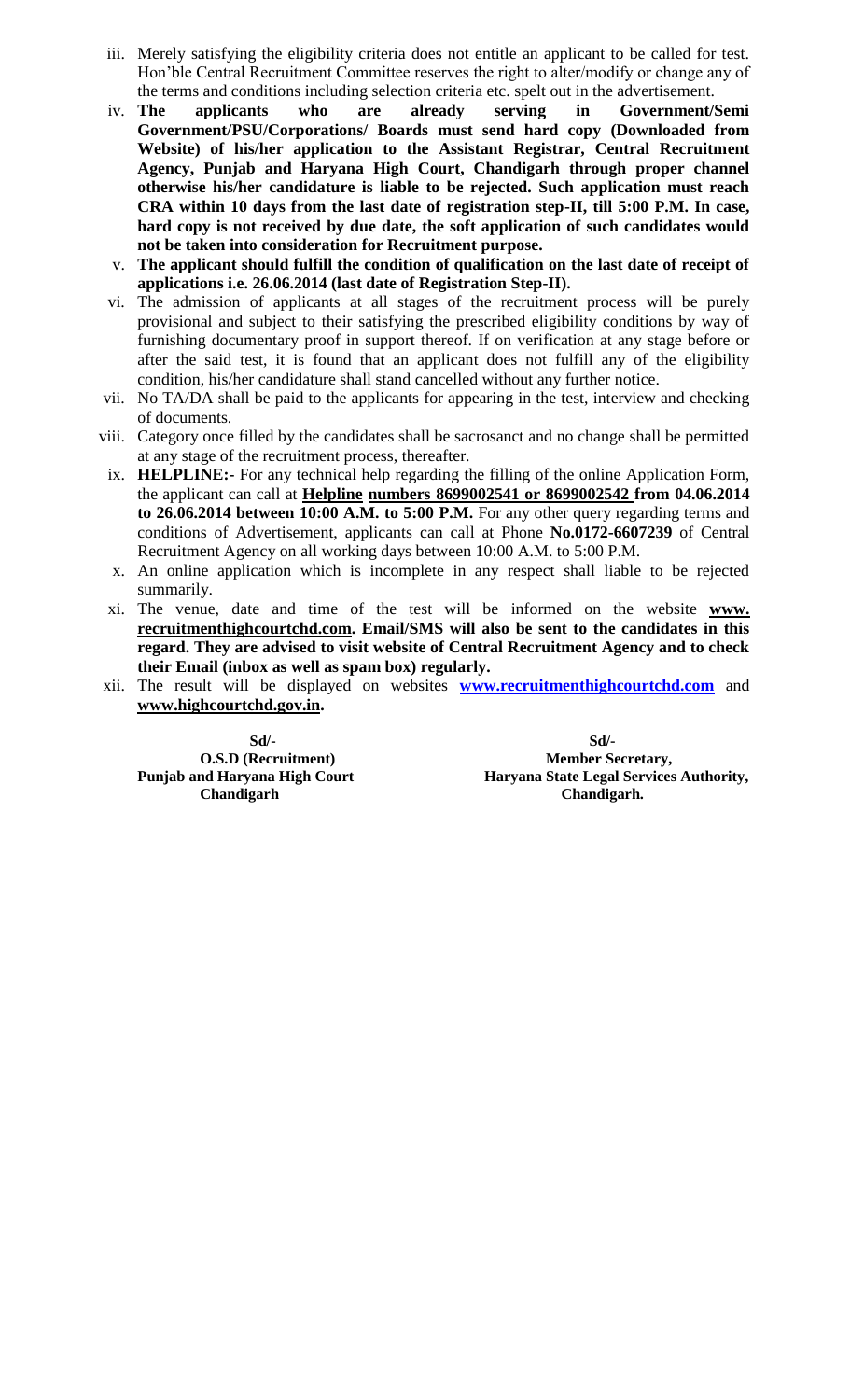iii. Merely satisfying the eligibility criteria does not entitle an applicant to be called for test. Hon'ble Central Recruitment Committee reserves the right to alter/modify or change any of the terms and conditions including selection criteria etc. spelt out in the advertisement.

iv. **The applicants who are already serving in Government/Semi Government/PSU/Corporations/ Boards must send hard copy (Downloaded from Website) of his/her application to the Assistant Registrar, Central Recruitment Agency, Punjab and Haryana High Court, Chandigarh through proper channel otherwise his/her candidature is liable to be rejected. Such application must reach CRA within 10 days from the last date of registration step-II, till 5:00 P.M. In case, hard copy is not received by due date, the soft application of such candidates would not be taken into consideration for Recruitment purpose.**

v. **The applicant should fulfill the condition of qualification on the last date of receipt of applications i.e. 26.06.2014 (last date of Registration Step-II).**

vi. The admission of applicants at all stages of the recruitment process will be purely provisional and subject to their satisfying the prescribed eligibility conditions by way of furnishing documentary proof in support thereof. If on verification at any stage before or after the said test, it is found that an applicant does not fulfill any of the eligibility condition, his/her candidature shall stand cancelled without any further notice.

vii. No TA/DA shall be paid to the applicants for appearing in the test, interview and checking of documents.

viii. Category once filled by the candidates shall be sacrosanct and no change shall be permitted at any stage of the recruitment process, thereafter.

ix. **HELPLINE:-** For any technical help regarding the filling of the online Application Form, the applicant can call at **Helpline numbers 8699002541 or 8699002542 from 04.06.2014 to 26.06.2014 between 10:00 A.M. to 5:00 P.M.** For any other query regarding terms and conditions of Advertisement, applicants can call at Phone **No.0172-6607239** of Central Recruitment Agency on all working days between 10:00 A.M. to 5:00 P.M.

x. An online application which is incomplete in any respect shall liable to be rejected summarily.

xi. The venue, date and time of the test will be informed on the website **www. recruitmenthighcourtchd.com. Email/SMS will also be sent to the candidates in this regard. They are advised to visit website of Central Recruitment Agency and to check their Email (inbox as well as spam box) regularly.**

xii. The result will be displayed on websites **www.recruitmenthighcourtchd.com** and **www.highcourtchd.gov.in.**

**Sd/-**
**O.S.D (Recruitment)**
**Punjab and Haryana High Court**
**Chandigarh**

**Sd/-**
**Member Secretary,**
**Haryana State Legal Services Authority,**
**Chandigarh.**